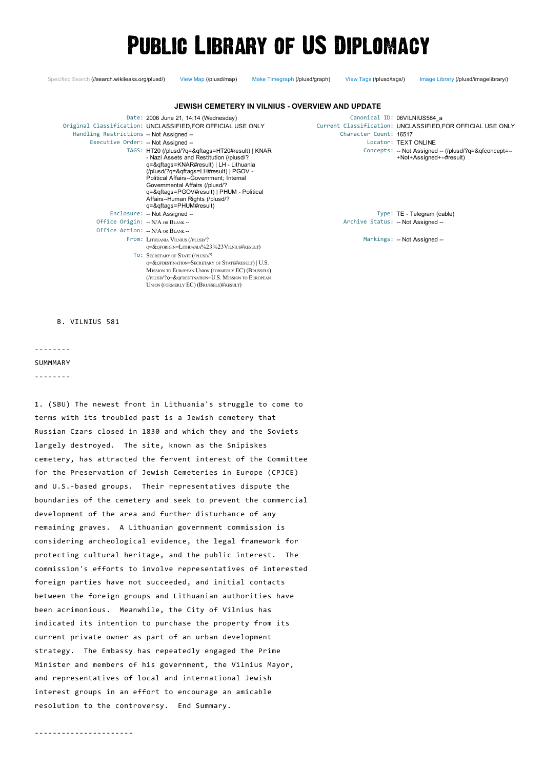# Public Library of US Diplomacy

Specified Search (//search.wikileaks.org/plusd/) View Map (/plusd/map) Make Timegraph (/plusd/graph) View Tags (/plusd/tags/) Image Library (/plusd/imagelibrary/)

## JEWISH CEMETERY IN VILNIUS - OVERVIEW AND UPDATE

| | |
|---|---|
| Date: | 2006 June 21, 14:14 (Wednesday) |
| Original Classification: | UNCLASSIFIED,FOR OFFICIAL USE ONLY |
| Handling Restrictions | -- Not Assigned -- |
| Executive Order: | -- Not Assigned -- |
| TAGS: | HT20 (/plusd/?q=&qftags=HT20#result) \| KNAR - Nazi Assets and Restitution (/plusd/?q=&qftags=KNAR#result) \| LH - Lithuania (/plusd/?q=&qftags=LH#result) \| PGOV - Political Affairs--Government; Internal Governmental Affairs (/plusd/?q=&qftags=PGOV#result) \| PHUM - Political Affairs--Human Rights (/plusd/?q=&qftags=PHUM#result) |
| Enclosure: | -- Not Assigned -- |
| Office Origin: | -- N/A or Blank -- |
| Office Action: | -- N/A or Blank -- |
| From: | Lithuania Vilnius (/plusd/?q=&qforigin=Lithuania%23%23Vilnius#result) |
| To: | Secretary of State (/plusd/?q=&qfdestination=Secretary of State#result) \| U.S. Mission to European Union (formerly EC) (Brussels) (/plusd/?q=&qfdestination=U.S. Mission to European Union (formerly EC) (Brussels)#result) |

| | |
|---|---|
| Canonical ID: | 06VILNIUS584_a |
| Current Classification: | UNCLASSIFIED,FOR OFFICIAL USE ONLY |
| Character Count: | 16517 |
| Locator: | TEXT ONLINE |
| Concepts: | -- Not Assigned -- (/plusd/?q=&qfconcept=--+Not+Assigned+--#result) |
| Type: | TE - Telegram (cable) |
| Archive Status: | -- Not Assigned -- |
| Markings: | -- Not Assigned -- |

```
     B. VILNIUS 581

--------
SUMMMARY
--------

1. (SBU) The newest front in Lithuania's struggle to come to
terms with its troubled past is a Jewish cemetery that
Russian Czars closed in 1830 and which they and the Soviets
largely destroyed.  The site, known as the Snipiskes
cemetery, has attracted the fervent interest of the Committee
for the Preservation of Jewish Cemeteries in Europe (CPJCE)
and U.S.-based groups.  Their representatives dispute the
boundaries of the cemetery and seek to prevent the commercial
development of the area and further disturbance of any
remaining graves.  A Lithuanian government commission is
considering archeological evidence, the legal framework for
protecting cultural heritage, and the public interest.  The
commission's efforts to involve representatives of interested
foreign parties have not succeeded, and initial contacts
between the foreign groups and Lithuanian authorities have
been acrimonious.  Meanwhile, the City of Vilnius has
indicated its intention to purchase the property from its
current private owner as part of an urban development
strategy.  The Embassy has repeatedly engaged the Prime
Minister and members of his government, the Vilnius Mayor,
and representatives of local and international Jewish
interest groups in an effort to encourage an amicable
resolution to the controversy.  End Summary.

----------------------
```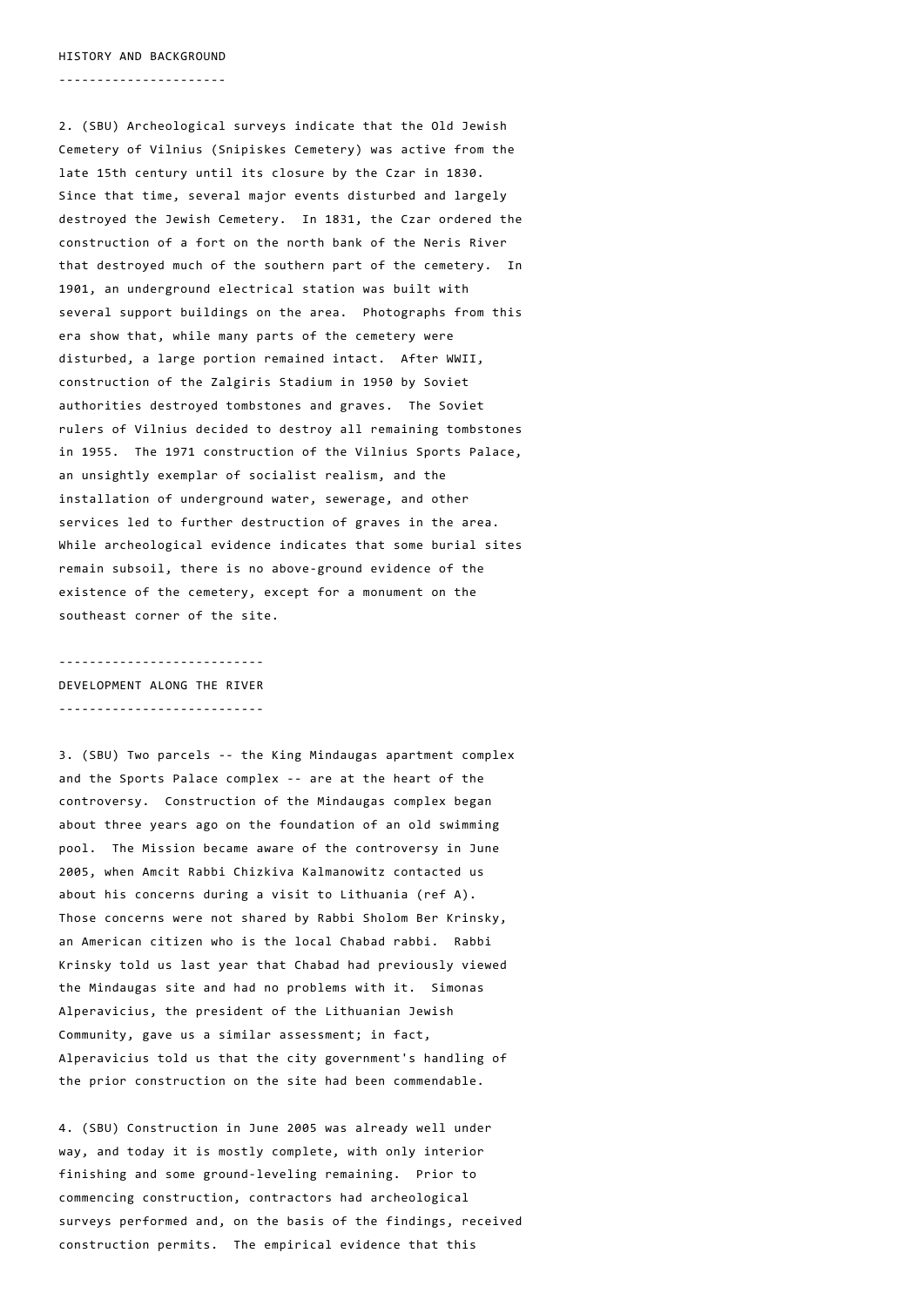## HISTORY AND BACKGROUND

2. (SBU) Archeological surveys indicate that the Old Jewish Cemetery of Vilnius (Snipiskes Cemetery) was active from the late 15th century until its closure by the Czar in 1830. Since that time, several major events disturbed and largely destroyed the Jewish Cemetery. In 1831, the Czar ordered the construction of a fort on the north bank of the Neris River that destroyed much of the southern part of the cemetery. In 1901, an underground electrical station was built with several support buildings on the area. Photographs from this era show that, while many parts of the cemetery were disturbed, a large portion remained intact. After WWII, construction of the Zalgiris Stadium in 1950 by Soviet authorities destroyed tombstones and graves. The Soviet rulers of Vilnius decided to destroy all remaining tombstones in 1955. The 1971 construction of the Vilnius Sports Palace, an unsightly exemplar of socialist realism, and the installation of underground water, sewerage, and other services led to further destruction of graves in the area. While archeological evidence indicates that some burial sites remain subsoil, there is no above-ground evidence of the existence of the cemetery, except for a monument on the southeast corner of the site.

## DEVELOPMENT ALONG THE RIVER

3. (SBU) Two parcels -- the King Mindaugas apartment complex and the Sports Palace complex -- are at the heart of the controversy. Construction of the Mindaugas complex began about three years ago on the foundation of an old swimming pool. The Mission became aware of the controversy in June 2005, when Amcit Rabbi Chizkiva Kalmanowitz contacted us about his concerns during a visit to Lithuania (ref A). Those concerns were not shared by Rabbi Sholom Ber Krinsky, an American citizen who is the local Chabad rabbi. Rabbi Krinsky told us last year that Chabad had previously viewed the Mindaugas site and had no problems with it. Simonas Alperavicius, the president of the Lithuanian Jewish Community, gave us a similar assessment; in fact, Alperavicius told us that the city government's handling of the prior construction on the site had been commendable.

4. (SBU) Construction in June 2005 was already well under way, and today it is mostly complete, with only interior finishing and some ground-leveling remaining. Prior to commencing construction, contractors had archeological surveys performed and, on the basis of the findings, received construction permits. The empirical evidence that this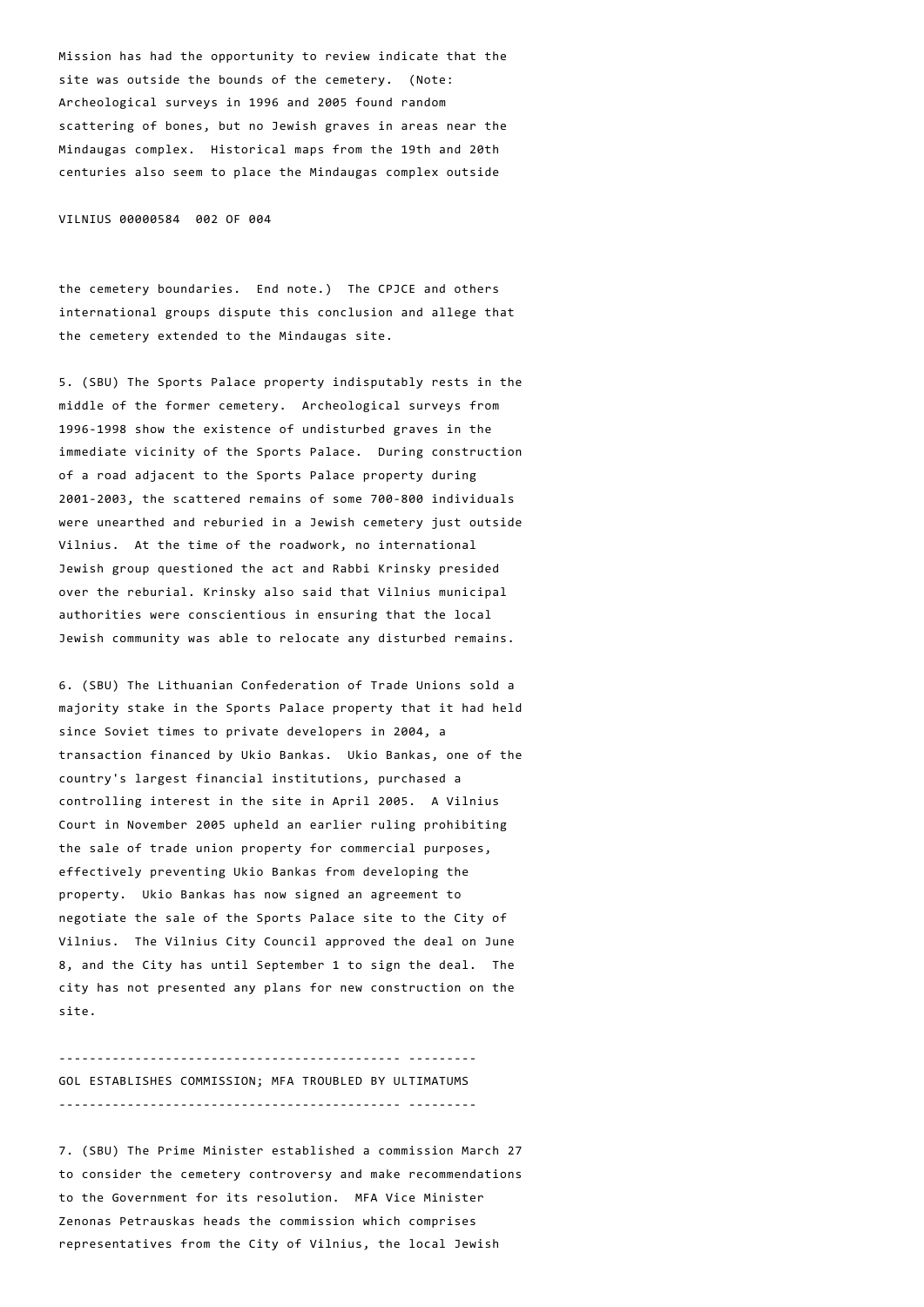Mission has had the opportunity to review indicate that the site was outside the bounds of the cemetery. (Note: Archeological surveys in 1996 and 2005 found random scattering of bones, but no Jewish graves in areas near the Mindaugas complex. Historical maps from the 19th and 20th centuries also seem to place the Mindaugas complex outside

VILNIUS 00000584 002 OF 004

the cemetery boundaries. End note.) The CPJCE and others international groups dispute this conclusion and allege that the cemetery extended to the Mindaugas site.

5. (SBU) The Sports Palace property indisputably rests in the middle of the former cemetery. Archeological surveys from 1996-1998 show the existence of undisturbed graves in the immediate vicinity of the Sports Palace. During construction of a road adjacent to the Sports Palace property during 2001-2003, the scattered remains of some 700-800 individuals were unearthed and reburied in a Jewish cemetery just outside Vilnius. At the time of the roadwork, no international Jewish group questioned the act and Rabbi Krinsky presided over the reburial. Krinsky also said that Vilnius municipal authorities were conscientious in ensuring that the local Jewish community was able to relocate any disturbed remains.

6. (SBU) The Lithuanian Confederation of Trade Unions sold a majority stake in the Sports Palace property that it had held since Soviet times to private developers in 2004, a transaction financed by Ukio Bankas. Ukio Bankas, one of the country's largest financial institutions, purchased a controlling interest in the site in April 2005. A Vilnius Court in November 2005 upheld an earlier ruling prohibiting the sale of trade union property for commercial purposes, effectively preventing Ukio Bankas from developing the property. Ukio Bankas has now signed an agreement to negotiate the sale of the Sports Palace site to the City of Vilnius. The Vilnius City Council approved the deal on June 8, and the City has until September 1 to sign the deal. The city has not presented any plans for new construction on the site.

---

## GOL ESTABLISHES COMMISSION; MFA TROUBLED BY ULTIMATUMS

---

7. (SBU) The Prime Minister established a commission March 27 to consider the cemetery controversy and make recommendations to the Government for its resolution. MFA Vice Minister Zenonas Petrauskas heads the commission which comprises representatives from the City of Vilnius, the local Jewish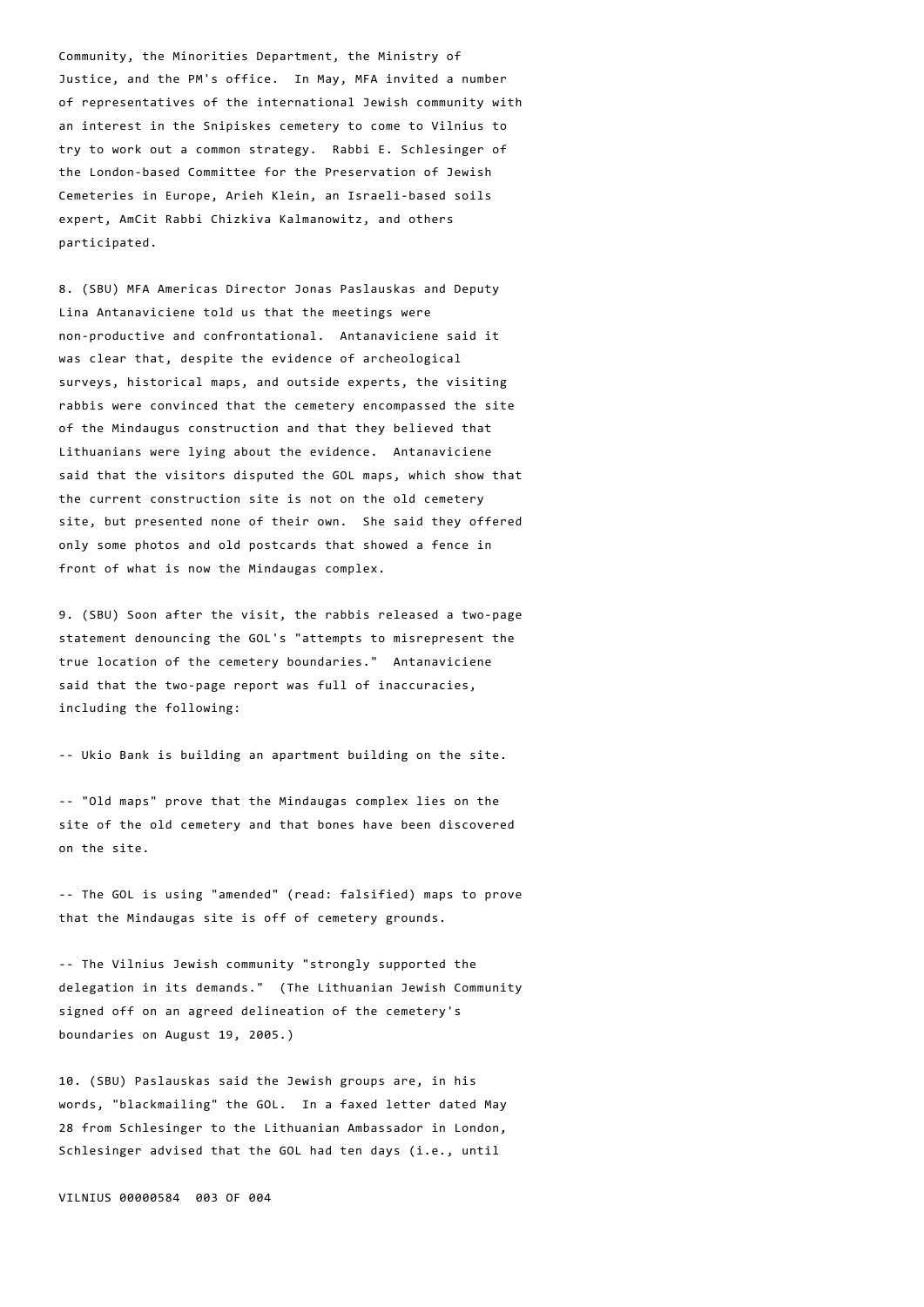Community, the Minorities Department, the Ministry of Justice, and the PM's office. In May, MFA invited a number of representatives of the international Jewish community with an interest in the Snipiskes cemetery to come to Vilnius to try to work out a common strategy. Rabbi E. Schlesinger of the London-based Committee for the Preservation of Jewish Cemeteries in Europe, Arieh Klein, an Israeli-based soils expert, AmCit Rabbi Chizkiva Kalmanowitz, and others participated.

8. (SBU) MFA Americas Director Jonas Paslauskas and Deputy Lina Antanaviciene told us that the meetings were non-productive and confrontational. Antanaviciene said it was clear that, despite the evidence of archeological surveys, historical maps, and outside experts, the visiting rabbis were convinced that the cemetery encompassed the site of the Mindaugus construction and that they believed that Lithuanians were lying about the evidence. Antanaviciene said that the visitors disputed the GOL maps, which show that the current construction site is not on the old cemetery site, but presented none of their own. She said they offered only some photos and old postcards that showed a fence in front of what is now the Mindaugas complex.

9. (SBU) Soon after the visit, the rabbis released a two-page statement denouncing the GOL's "attempts to misrepresent the true location of the cemetery boundaries." Antanaviciene said that the two-page report was full of inaccuracies, including the following:

-- Ukio Bank is building an apartment building on the site.

-- "Old maps" prove that the Mindaugas complex lies on the site of the old cemetery and that bones have been discovered on the site.

-- The GOL is using "amended" (read: falsified) maps to prove that the Mindaugas site is off of cemetery grounds.

-- The Vilnius Jewish community "strongly supported the delegation in its demands." (The Lithuanian Jewish Community signed off on an agreed delineation of the cemetery's boundaries on August 19, 2005.)

10. (SBU) Paslauskas said the Jewish groups are, in his words, "blackmailing" the GOL. In a faxed letter dated May 28 from Schlesinger to the Lithuanian Ambassador in London, Schlesinger advised that the GOL had ten days (i.e., until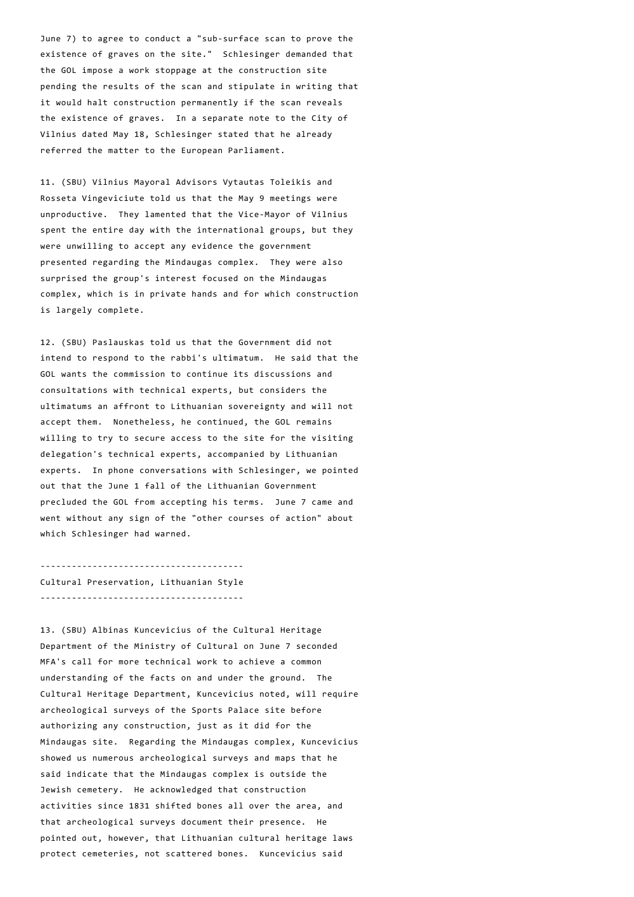June 7) to agree to conduct a "sub-surface scan to prove the existence of graves on the site." Schlesinger demanded that the GOL impose a work stoppage at the construction site pending the results of the scan and stipulate in writing that it would halt construction permanently if the scan reveals the existence of graves. In a separate note to the City of Vilnius dated May 18, Schlesinger stated that he already referred the matter to the European Parliament.

11. (SBU) Vilnius Mayoral Advisors Vytautas Toleikis and Rosseta Vingeviciute told us that the May 9 meetings were unproductive. They lamented that the Vice-Mayor of Vilnius spent the entire day with the international groups, but they were unwilling to accept any evidence the government presented regarding the Mindaugas complex. They were also surprised the group's interest focused on the Mindaugas complex, which is in private hands and for which construction is largely complete.

12. (SBU) Paslauskas told us that the Government did not intend to respond to the rabbi's ultimatum. He said that the GOL wants the commission to continue its discussions and consultations with technical experts, but considers the ultimatums an affront to Lithuanian sovereignty and will not accept them. Nonetheless, he continued, the GOL remains willing to try to secure access to the site for the visiting delegation's technical experts, accompanied by Lithuanian experts. In phone conversations with Schlesinger, we pointed out that the June 1 fall of the Lithuanian Government precluded the GOL from accepting his terms. June 7 came and went without any sign of the "other courses of action" about which Schlesinger had warned.

---

## Cultural Preservation, Lithuanian Style

---

13. (SBU) Albinas Kuncevicius of the Cultural Heritage Department of the Ministry of Cultural on June 7 seconded MFA's call for more technical work to achieve a common understanding of the facts on and under the ground. The Cultural Heritage Department, Kuncevicius noted, will require archeological surveys of the Sports Palace site before authorizing any construction, just as it did for the Mindaugas site. Regarding the Mindaugas complex, Kuncevicius showed us numerous archeological surveys and maps that he said indicate that the Mindaugas complex is outside the Jewish cemetery. He acknowledged that construction activities since 1831 shifted bones all over the area, and that archeological surveys document their presence. He pointed out, however, that Lithuanian cultural heritage laws protect cemeteries, not scattered bones. Kuncevicius said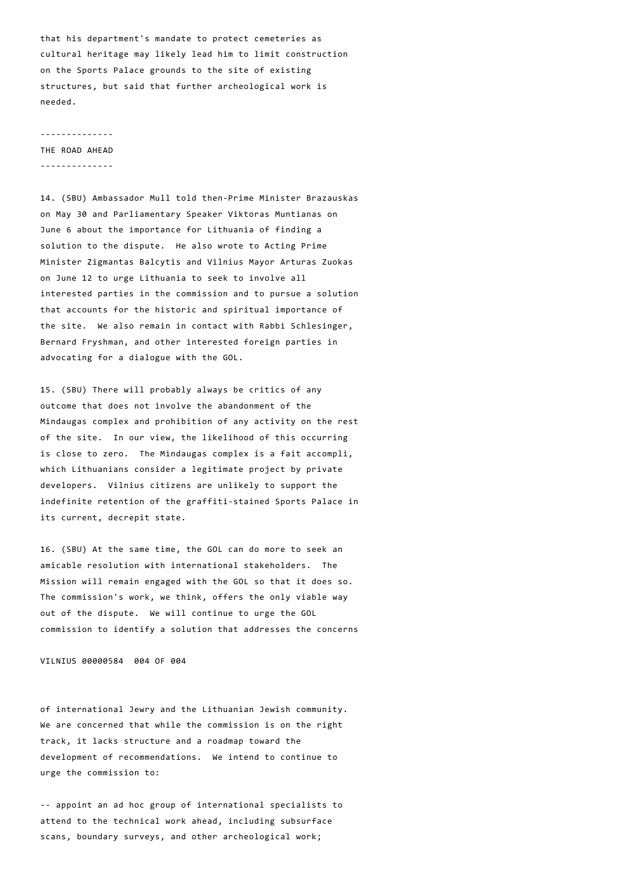that his department's mandate to protect cemeteries as cultural heritage may likely lead him to limit construction on the Sports Palace grounds to the site of existing structures, but said that further archeological work is needed.

## THE ROAD AHEAD

14. (SBU) Ambassador Mull told then-Prime Minister Brazauskas on May 30 and Parliamentary Speaker Viktoras Muntianas on June 6 about the importance for Lithuania of finding a solution to the dispute. He also wrote to Acting Prime Minister Zigmantas Balcytis and Vilnius Mayor Arturas Zuokas on June 12 to urge Lithuania to seek to involve all interested parties in the commission and to pursue a solution that accounts for the historic and spiritual importance of the site. We also remain in contact with Rabbi Schlesinger, Bernard Fryshman, and other interested foreign parties in advocating for a dialogue with the GOL.

15. (SBU) There will probably always be critics of any outcome that does not involve the abandonment of the Mindaugas complex and prohibition of any activity on the rest of the site. In our view, the likelihood of this occurring is close to zero. The Mindaugas complex is a fait accompli, which Lithuanians consider a legitimate project by private developers. Vilnius citizens are unlikely to support the indefinite retention of the graffiti-stained Sports Palace in its current, decrepit state.

16. (SBU) At the same time, the GOL can do more to seek an amicable resolution with international stakeholders. The Mission will remain engaged with the GOL so that it does so. The commission's work, we think, offers the only viable way out of the dispute. We will continue to urge the GOL commission to identify a solution that addresses the concerns

VILNIUS 00000584 004 OF 004

of international Jewry and the Lithuanian Jewish community. We are concerned that while the commission is on the right track, it lacks structure and a roadmap toward the development of recommendations. We intend to continue to urge the commission to:

-- appoint an ad hoc group of international specialists to attend to the technical work ahead, including subsurface scans, boundary surveys, and other archeological work;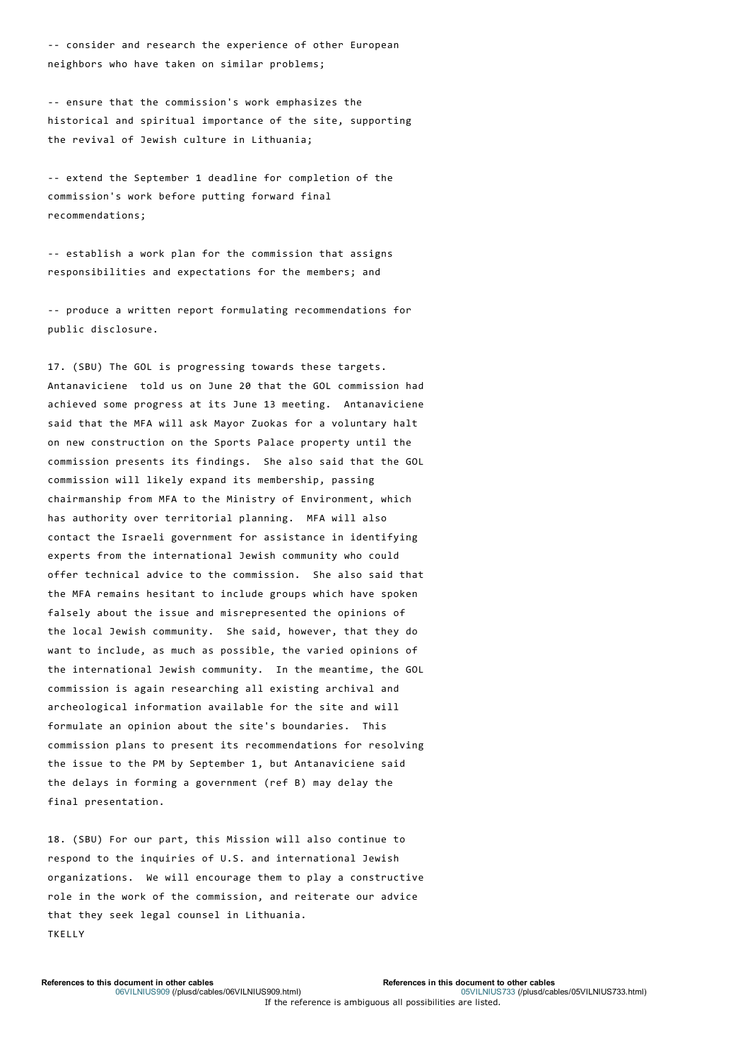-- consider and research the experience of other European neighbors who have taken on similar problems;

-- ensure that the commission's work emphasizes the historical and spiritual importance of the site, supporting the revival of Jewish culture in Lithuania;

-- extend the September 1 deadline for completion of the commission's work before putting forward final recommendations;

-- establish a work plan for the commission that assigns responsibilities and expectations for the members; and

-- produce a written report formulating recommendations for public disclosure.

17. (SBU) The GOL is progressing towards these targets. Antanaviciene told us on June 20 that the GOL commission had achieved some progress at its June 13 meeting. Antanaviciene said that the MFA will ask Mayor Zuokas for a voluntary halt on new construction on the Sports Palace property until the commission presents its findings. She also said that the GOL commission will likely expand its membership, passing chairmanship from MFA to the Ministry of Environment, which has authority over territorial planning. MFA will also contact the Israeli government for assistance in identifying experts from the international Jewish community who could offer technical advice to the commission. She also said that the MFA remains hesitant to include groups which have spoken falsely about the issue and misrepresented the opinions of the local Jewish community. She said, however, that they do want to include, as much as possible, the varied opinions of the international Jewish community. In the meantime, the GOL commission is again researching all existing archival and archeological information available for the site and will formulate an opinion about the site's boundaries. This commission plans to present its recommendations for resolving the issue to the PM by September 1, but Antanaviciene said the delays in forming a government (ref B) may delay the final presentation.

18. (SBU) For our part, this Mission will also continue to respond to the inquiries of U.S. and international Jewish organizations. We will encourage them to play a constructive role in the work of the commission, and reiterate our advice that they seek legal counsel in Lithuania.
TKELLY

**References to this document in other cables**
06VILNIUS909 (/plusd/cables/06VILNIUS909.html)

**References in this document to other cables**
05VILNIUS733 (/plusd/cables/05VILNIUS733.html)

If the reference is ambiguous all possibilities are listed.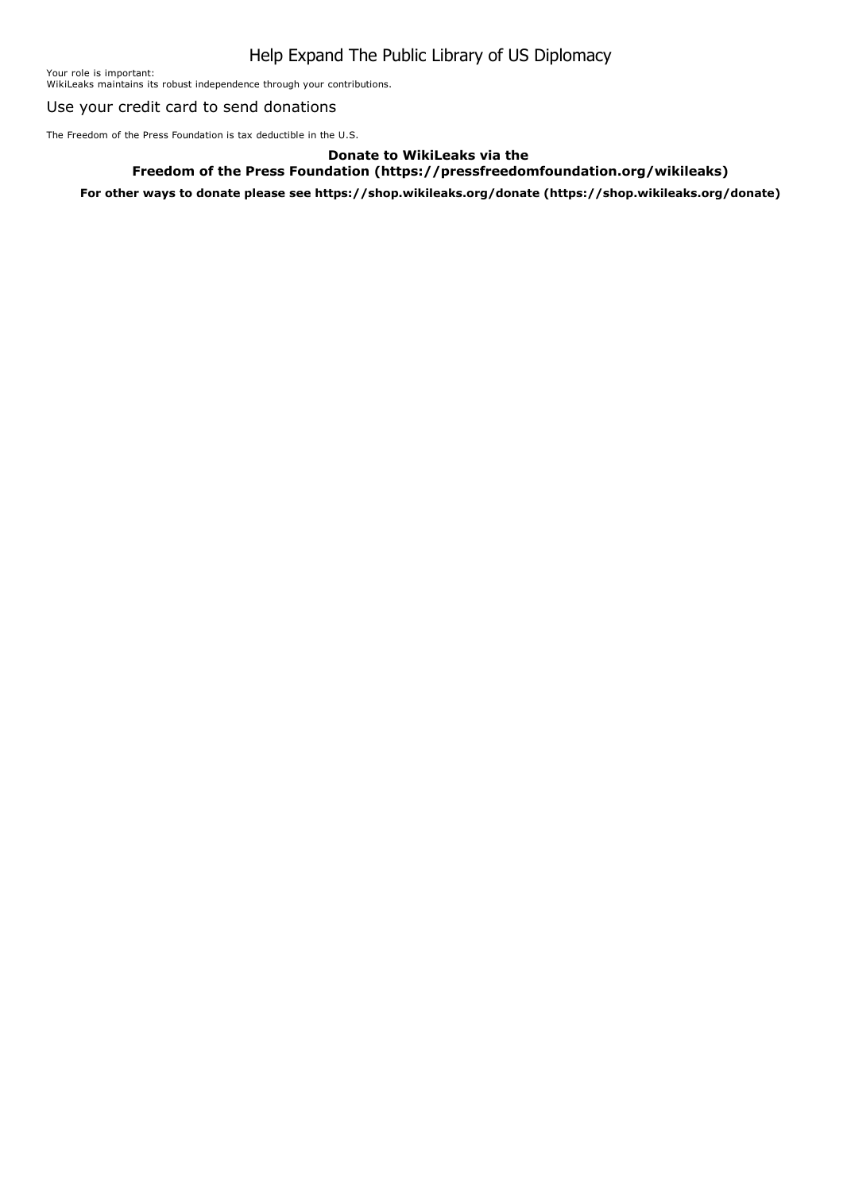# Help Expand The Public Library of US Diplomacy

Your role is important:
WikiLeaks maintains its robust independence through your contributions.

## Use your credit card to send donations

The Freedom of the Press Foundation is tax deductible in the U.S.

**Donate to WikiLeaks via the Freedom of the Press Foundation (https://pressfreedomfoundation.org/wikileaks)**

**For other ways to donate please see https://shop.wikileaks.org/donate (https://shop.wikileaks.org/donate)**